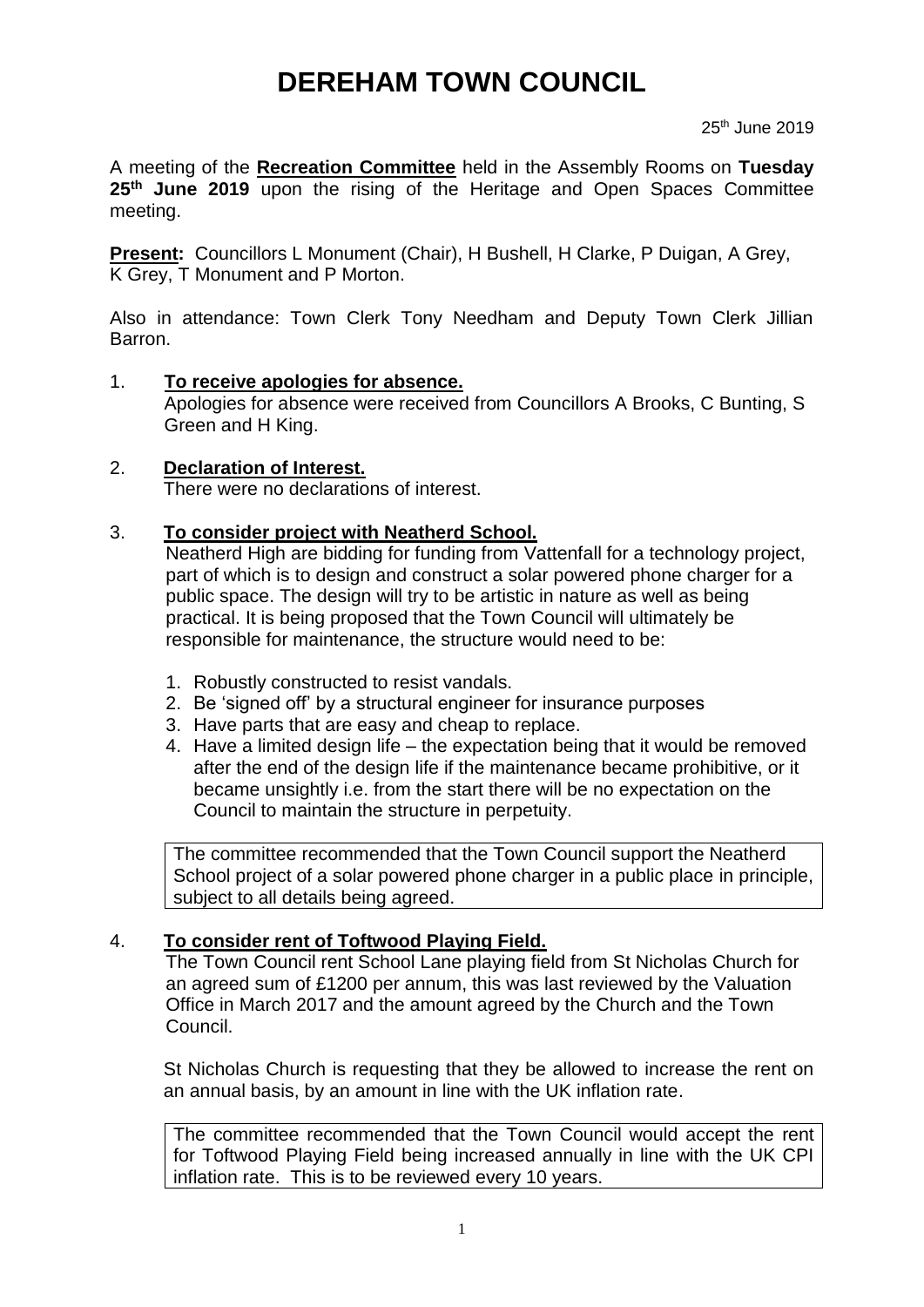# DEREHAM TOWN COUNCIL

25th June 2019

A meeting of the **Recreation Committee** held in the Assembly Rooms on **Tuesday 25th June 2019** upon the rising of the Heritage and Open Spaces Committee meeting.

**Present:** Councillors L Monument (Chair), H Bushell, H Clarke, P Duigan, A Grey, K Grey, T Monument and P Morton.

Also in attendance: Town Clerk Tony Needham and Deputy Town Clerk Jillian Barron.

1. **To receive apologies for absence.**
   Apologies for absence were received from Councillors A Brooks, C Bunting, S Green and H King.

2. **Declaration of Interest.**
   There were no declarations of interest.

3. **To consider project with Neatherd School.**
   Neatherd High are bidding for funding from Vattenfall for a technology project, part of which is to design and construct a solar powered phone charger for a public space. The design will try to be artistic in nature as well as being practical. It is being proposed that the Town Council will ultimately be responsible for maintenance, the structure would need to be:

   1. Robustly constructed to resist vandals.
   2. Be 'signed off' by a structural engineer for insurance purposes
   3. Have parts that are easy and cheap to replace.
   4. Have a limited design life – the expectation being that it would be removed after the end of the design life if the maintenance became prohibitive, or it became unsightly i.e. from the start there will be no expectation on the Council to maintain the structure in perpetuity.

   The committee recommended that the Town Council support the Neatherd School project of a solar powered phone charger in a public place in principle, subject to all details being agreed.

4. **To consider rent of Toftwood Playing Field.**
   The Town Council rent School Lane playing field from St Nicholas Church for an agreed sum of £1200 per annum, this was last reviewed by the Valuation Office in March 2017 and the amount agreed by the Church and the Town Council.

   St Nicholas Church is requesting that they be allowed to increase the rent on an annual basis, by an amount in line with the UK inflation rate.

   The committee recommended that the Town Council would accept the rent for Toftwood Playing Field being increased annually in line with the UK CPI inflation rate. This is to be reviewed every 10 years.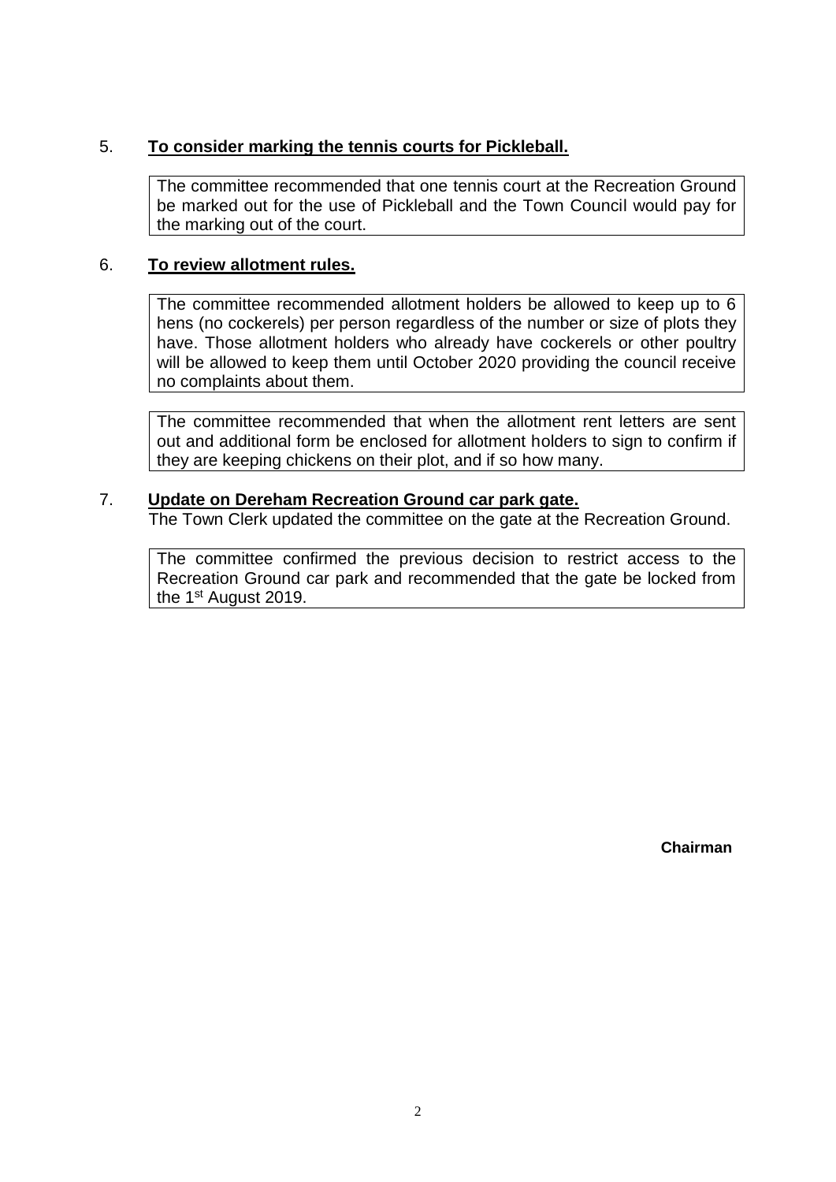5. **To consider marking the tennis courts for Pickleball.**

> The committee recommended that one tennis court at the Recreation Ground be marked out for the use of Pickleball and the Town Council would pay for the marking out of the court.

6. **To review allotment rules.**

> The committee recommended allotment holders be allowed to keep up to 6 hens (no cockerels) per person regardless of the number or size of plots they have. Those allotment holders who already have cockerels or other poultry will be allowed to keep them until October 2020 providing the council receive no complaints about them.

> The committee recommended that when the allotment rent letters are sent out and additional form be enclosed for allotment holders to sign to confirm if they are keeping chickens on their plot, and if so how many.

7. **Update on Dereham Recreation Ground car park gate.**

   The Town Clerk updated the committee on the gate at the Recreation Ground.

> The committee confirmed the previous decision to restrict access to the Recreation Ground car park and recommended that the gate be locked from the 1st August 2019.

**Chairman**